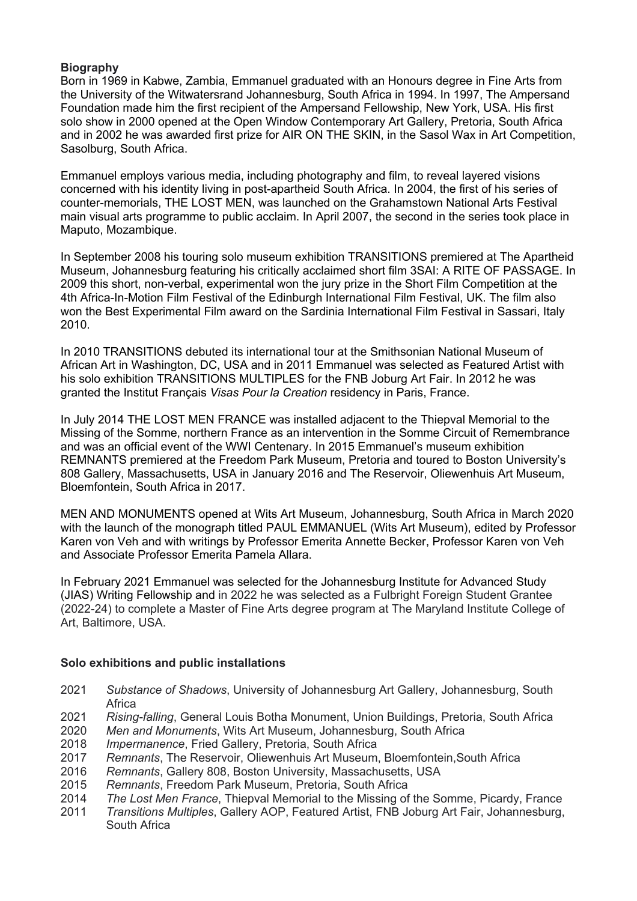**Biography**

Born in 1969 in Kabwe, Zambia, Emmanuel graduated with an Honours degree in Fine Arts from the University of the Witwatersrand Johannesburg, South Africa in 1994. In 1997, The Ampersand Foundation made him the first recipient of the Ampersand Fellowship, New York, USA. His first solo show in 2000 opened at the Open Window Contemporary Art Gallery, Pretoria, South Africa and in 2002 he was awarded first prize for AIR ON THE SKIN, in the Sasol Wax in Art Competition, Sasolburg, South Africa.

Emmanuel employs various media, including photography and film, to reveal layered visions concerned with his identity living in post-apartheid South Africa. In 2004, the first of his series of counter-memorials, THE LOST MEN, was launched on the Grahamstown National Arts Festival main visual arts programme to public acclaim. In April 2007, the second in the series took place in Maputo, Mozambique.

In September 2008 his touring solo museum exhibition TRANSITIONS premiered at The Apartheid Museum, Johannesburg featuring his critically acclaimed short film 3SAI: A RITE OF PASSAGE. In 2009 this short, non-verbal, experimental won the jury prize in the Short Film Competition at the 4th Africa-In-Motion Film Festival of the Edinburgh International Film Festival, UK. The film also won the Best Experimental Film award on the Sardinia International Film Festival in Sassari, Italy 2010.

In 2010 TRANSITIONS debuted its international tour at the Smithsonian National Museum of African Art in Washington, DC, USA and in 2011 Emmanuel was selected as Featured Artist with his solo exhibition TRANSITIONS MULTIPLES for the FNB Joburg Art Fair. In 2012 he was granted the Institut Français *Visas Pour la Creation* residency in Paris, France.

In July 2014 THE LOST MEN FRANCE was installed adjacent to the Thiepval Memorial to the Missing of the Somme, northern France as an intervention in the Somme Circuit of Remembrance and was an official event of the WWI Centenary. In 2015 Emmanuel's museum exhibition REMNANTS premiered at the Freedom Park Museum, Pretoria and toured to Boston University's 808 Gallery, Massachusetts, USA in January 2016 and The Reservoir, Oliewenhuis Art Museum, Bloemfontein, South Africa in 2017.

MEN AND MONUMENTS opened at Wits Art Museum, Johannesburg, South Africa in March 2020 with the launch of the monograph titled PAUL EMMANUEL (Wits Art Museum), edited by Professor Karen von Veh and with writings by Professor Emerita Annette Becker, Professor Karen von Veh and Associate Professor Emerita Pamela Allara.

In February 2021 Emmanuel was selected for the Johannesburg Institute for Advanced Study (JIAS) Writing Fellowship and in 2022 he was selected as a Fulbright Foreign Student Grantee (2022-24) to complete a Master of Fine Arts degree program at The Maryland Institute College of Art, Baltimore, USA.

**Solo exhibitions and public installations**

2021 *Substance of Shadows*, University of Johannesburg Art Gallery, Johannesburg, South Africa
2021 *Rising-falling*, General Louis Botha Monument, Union Buildings, Pretoria, South Africa
2020 *Men and Monuments*, Wits Art Museum, Johannesburg, South Africa
2018 *Impermanence*, Fried Gallery, Pretoria, South Africa
2017 *Remnants*, The Reservoir, Oliewenhuis Art Museum, Bloemfontein,South Africa
2016 *Remnants*, Gallery 808, Boston University, Massachusetts, USA
2015 *Remnants*, Freedom Park Museum, Pretoria, South Africa
2014 *The Lost Men France*, Thiepval Memorial to the Missing of the Somme, Picardy, France
2011 *Transitions Multiples*, Gallery AOP, Featured Artist, FNB Joburg Art Fair, Johannesburg, South Africa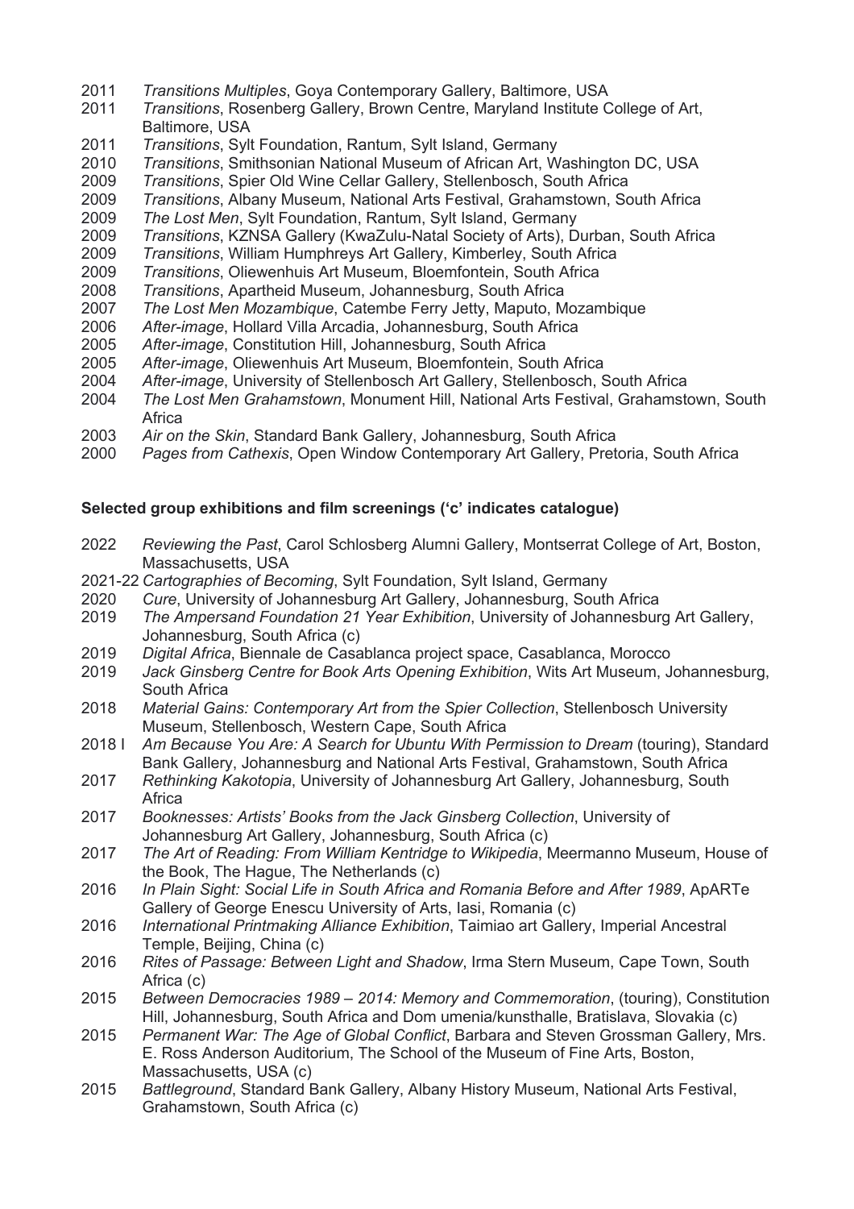2011 *Transitions Multiples*, Goya Contemporary Gallery, Baltimore, USA
2011 *Transitions*, Rosenberg Gallery, Brown Centre, Maryland Institute College of Art, Baltimore, USA
2011 *Transitions*, Sylt Foundation, Rantum, Sylt Island, Germany
2010 *Transitions*, Smithsonian National Museum of African Art, Washington DC, USA
2009 *Transitions*, Spier Old Wine Cellar Gallery, Stellenbosch, South Africa
2009 *Transitions*, Albany Museum, National Arts Festival, Grahamstown, South Africa
2009 *The Lost Men*, Sylt Foundation, Rantum, Sylt Island, Germany
2009 *Transitions*, KZNSA Gallery (KwaZulu-Natal Society of Arts), Durban, South Africa
2009 *Transitions*, William Humphreys Art Gallery, Kimberley, South Africa
2009 *Transitions*, Oliewenhuis Art Museum, Bloemfontein, South Africa
2008 *Transitions*, Apartheid Museum, Johannesburg, South Africa
2007 *The Lost Men Mozambique*, Catembe Ferry Jetty, Maputo, Mozambique
2006 *After-image*, Hollard Villa Arcadia, Johannesburg, South Africa
2005 *After-image*, Constitution Hill, Johannesburg, South Africa
2005 *After-image*, Oliewenhuis Art Museum, Bloemfontein, South Africa
2004 *After-image*, University of Stellenbosch Art Gallery, Stellenbosch, South Africa
2004 *The Lost Men Grahamstown*, Monument Hill, National Arts Festival, Grahamstown, South Africa
2003 *Air on the Skin*, Standard Bank Gallery, Johannesburg, South Africa
2000 *Pages from Cathexis*, Open Window Contemporary Art Gallery, Pretoria, South Africa

**Selected group exhibitions and film screenings ('c' indicates catalogue)**

2022 *Reviewing the Past*, Carol Schlosberg Alumni Gallery, Montserrat College of Art, Boston, Massachusetts, USA
2021-22 *Cartographies of Becoming*, Sylt Foundation, Sylt Island, Germany
2020 *Cure*, University of Johannesburg Art Gallery, Johannesburg, South Africa
2019 *The Ampersand Foundation 21 Year Exhibition*, University of Johannesburg Art Gallery, Johannesburg, South Africa (c)
2019 *Digital Africa*, Biennale de Casablanca project space, Casablanca, Morocco
2019 *Jack Ginsberg Centre for Book Arts Opening Exhibition*, Wits Art Museum, Johannesburg, South Africa
2018 *Material Gains: Contemporary Art from the Spier Collection*, Stellenbosch University Museum, Stellenbosch, Western Cape, South Africa
2018 *I Am Because You Are: A Search for Ubuntu With Permission to Dream* (touring), Standard Bank Gallery, Johannesburg and National Arts Festival, Grahamstown, South Africa
2017 *Rethinking Kakotopia*, University of Johannesburg Art Gallery, Johannesburg, South Africa
2017 *Booknesses: Artists' Books from the Jack Ginsberg Collection*, University of Johannesburg Art Gallery, Johannesburg, South Africa (c)
2017 *The Art of Reading: From William Kentridge to Wikipedia*, Meermanno Museum, House of the Book, The Hague, The Netherlands (c)
2016 *In Plain Sight: Social Life in South Africa and Romania Before and After 1989*, ApARTe Gallery of George Enescu University of Arts, Iasi, Romania (c)
2016 *International Printmaking Alliance Exhibition*, Taimiao art Gallery, Imperial Ancestral Temple, Beijing, China (c)
2016 *Rites of Passage: Between Light and Shadow*, Irma Stern Museum, Cape Town, South Africa (c)
2015 *Between Democracies 1989 – 2014: Memory and Commemoration*, (touring), Constitution Hill, Johannesburg, South Africa and Dom umenia/kunsthalle, Bratislava, Slovakia (c)
2015 *Permanent War: The Age of Global Conflict*, Barbara and Steven Grossman Gallery, Mrs. E. Ross Anderson Auditorium, The School of the Museum of Fine Arts, Boston, Massachusetts, USA (c)
2015 *Battleground*, Standard Bank Gallery, Albany History Museum, National Arts Festival, Grahamstown, South Africa (c)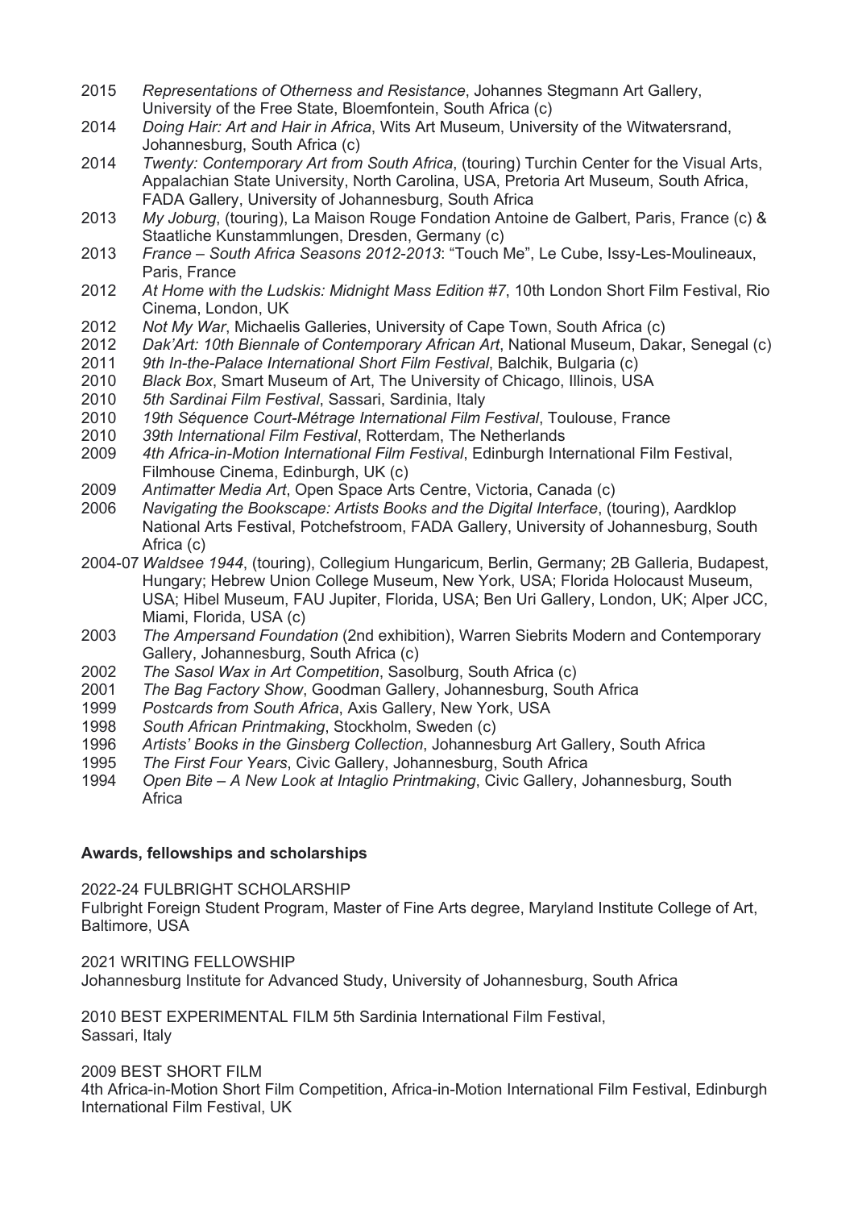2015 *Representations of Otherness and Resistance*, Johannes Stegmann Art Gallery, University of the Free State, Bloemfontein, South Africa (c)

2014 *Doing Hair: Art and Hair in Africa*, Wits Art Museum, University of the Witwatersrand, Johannesburg, South Africa (c)

2014 *Twenty: Contemporary Art from South Africa*, (touring) Turchin Center for the Visual Arts, Appalachian State University, North Carolina, USA, Pretoria Art Museum, South Africa, FADA Gallery, University of Johannesburg, South Africa

2013 *My Joburg*, (touring), La Maison Rouge Fondation Antoine de Galbert, Paris, France (c) & Staatliche Kunstammlungen, Dresden, Germany (c)

2013 *France – South Africa Seasons 2012-2013*: "Touch Me", Le Cube, Issy-Les-Moulineaux, Paris, France

2012 *At Home with the Ludskis: Midnight Mass Edition #7*, 10th London Short Film Festival, Rio Cinema, London, UK

2012 *Not My War*, Michaelis Galleries, University of Cape Town, South Africa (c)

2012 *Dak'Art: 10th Biennale of Contemporary African Art*, National Museum, Dakar, Senegal (c)

2011 *9th In-the-Palace International Short Film Festival*, Balchik, Bulgaria (c)

2010 *Black Box*, Smart Museum of Art, The University of Chicago, Illinois, USA

2010 *5th Sardinai Film Festival*, Sassari, Sardinia, Italy

2010 *19th Séquence Court-Métrage International Film Festival*, Toulouse, France

2010 *39th International Film Festival*, Rotterdam, The Netherlands

2009 *4th Africa-in-Motion International Film Festival*, Edinburgh International Film Festival, Filmhouse Cinema, Edinburgh, UK (c)

2009 *Antimatter Media Art*, Open Space Arts Centre, Victoria, Canada (c)

2006 *Navigating the Bookscape: Artists Books and the Digital Interface*, (touring), Aardklop National Arts Festival, Potchefstroom, FADA Gallery, University of Johannesburg, South Africa (c)

2004-07 *Waldsee 1944*, (touring), Collegium Hungaricum, Berlin, Germany; 2B Galleria, Budapest, Hungary; Hebrew Union College Museum, New York, USA; Florida Holocaust Museum, USA; Hibel Museum, FAU Jupiter, Florida, USA; Ben Uri Gallery, London, UK; Alper JCC, Miami, Florida, USA (c)

2003 *The Ampersand Foundation* (2nd exhibition), Warren Siebrits Modern and Contemporary Gallery, Johannesburg, South Africa (c)

2002 *The Sasol Wax in Art Competition*, Sasolburg, South Africa (c)

2001 *The Bag Factory Show*, Goodman Gallery, Johannesburg, South Africa

1999 *Postcards from South Africa*, Axis Gallery, New York, USA

1998 *South African Printmaking*, Stockholm, Sweden (c)

1996 *Artists' Books in the Ginsberg Collection*, Johannesburg Art Gallery, South Africa

1995 *The First Four Years*, Civic Gallery, Johannesburg, South Africa

1994 *Open Bite – A New Look at Intaglio Printmaking*, Civic Gallery, Johannesburg, South Africa

**Awards, fellowships and scholarships**

2022-24 FULBRIGHT SCHOLARSHIP
Fulbright Foreign Student Program, Master of Fine Arts degree, Maryland Institute College of Art, Baltimore, USA

2021 WRITING FELLOWSHIP
Johannesburg Institute for Advanced Study, University of Johannesburg, South Africa

2010 BEST EXPERIMENTAL FILM 5th Sardinia International Film Festival, Sassari, Italy

2009 BEST SHORT FILM
4th Africa-in-Motion Short Film Competition, Africa-in-Motion International Film Festival, Edinburgh International Film Festival, UK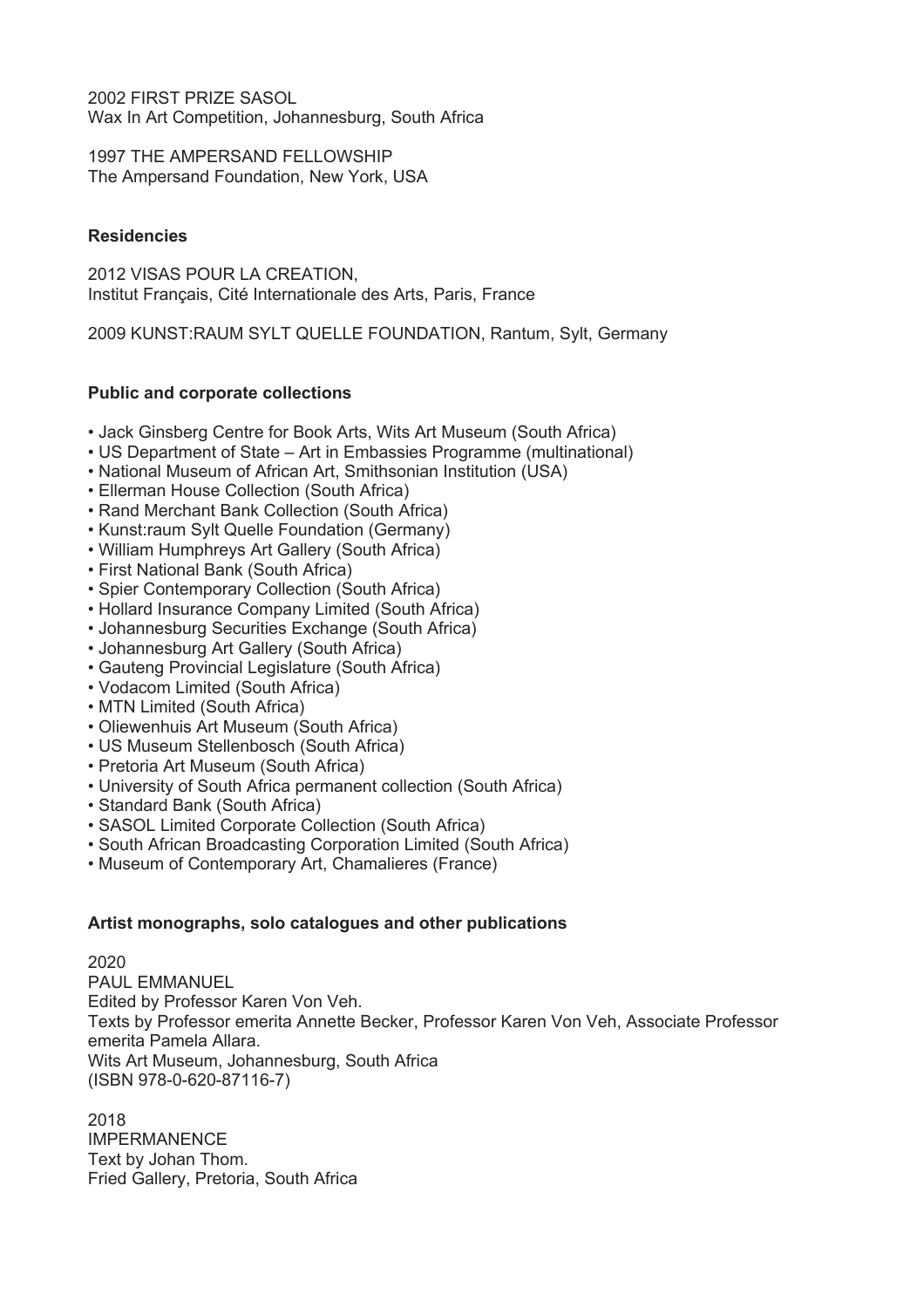2002 FIRST PRIZE SASOL
Wax In Art Competition, Johannesburg, South Africa

1997 THE AMPERSAND FELLOWSHIP
The Ampersand Foundation, New York, USA

**Residencies**

2012 VISAS POUR LA CREATION,
Institut Français, Cité Internationale des Arts, Paris, France

2009 KUNST:RAUM SYLT QUELLE FOUNDATION, Rantum, Sylt, Germany

**Public and corporate collections**

- Jack Ginsberg Centre for Book Arts, Wits Art Museum (South Africa)
- US Department of State – Art in Embassies Programme (multinational)
- National Museum of African Art, Smithsonian Institution (USA)
- Ellerman House Collection (South Africa)
- Rand Merchant Bank Collection (South Africa)
- Kunst:raum Sylt Quelle Foundation (Germany)
- William Humphreys Art Gallery (South Africa)
- First National Bank (South Africa)
- Spier Contemporary Collection (South Africa)
- Hollard Insurance Company Limited (South Africa)
- Johannesburg Securities Exchange (South Africa)
- Johannesburg Art Gallery (South Africa)
- Gauteng Provincial Legislature (South Africa)
- Vodacom Limited (South Africa)
- MTN Limited (South Africa)
- Oliewenhuis Art Museum (South Africa)
- US Museum Stellenbosch (South Africa)
- Pretoria Art Museum (South Africa)
- University of South Africa permanent collection (South Africa)
- Standard Bank (South Africa)
- SASOL Limited Corporate Collection (South Africa)
- South African Broadcasting Corporation Limited (South Africa)
- Museum of Contemporary Art, Chamalieres (France)

**Artist monographs, solo catalogues and other publications**

2020
PAUL EMMANUEL
Edited by Professor Karen Von Veh.
Texts by Professor emerita Annette Becker, Professor Karen Von Veh, Associate Professor emerita Pamela Allara.
Wits Art Museum, Johannesburg, South Africa
(ISBN 978-0-620-87116-7)

2018
IMPERMANENCE
Text by Johan Thom.
Fried Gallery, Pretoria, South Africa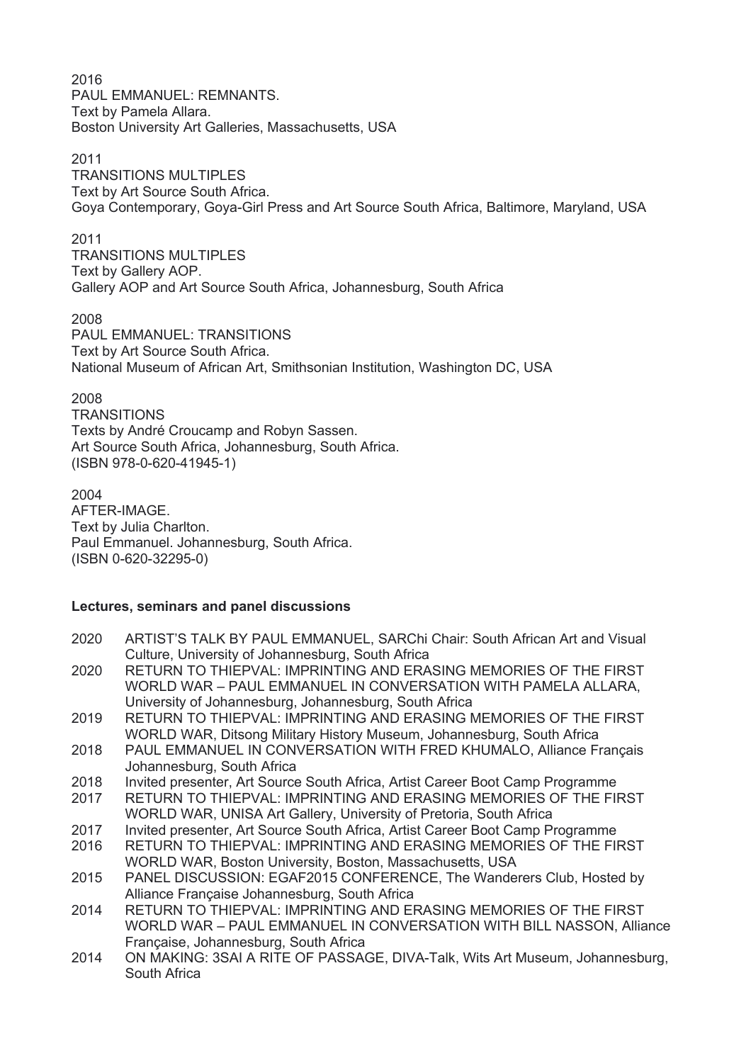2016
PAUL EMMANUEL: REMNANTS.
Text by Pamela Allara.
Boston University Art Galleries, Massachusetts, USA

2011
TRANSITIONS MULTIPLES
Text by Art Source South Africa.
Goya Contemporary, Goya-Girl Press and Art Source South Africa, Baltimore, Maryland, USA

2011
TRANSITIONS MULTIPLES
Text by Gallery AOP.
Gallery AOP and Art Source South Africa, Johannesburg, South Africa

2008
PAUL EMMANUEL: TRANSITIONS
Text by Art Source South Africa.
National Museum of African Art, Smithsonian Institution, Washington DC, USA

2008
TRANSITIONS
Texts by André Croucamp and Robyn Sassen.
Art Source South Africa, Johannesburg, South Africa.
(ISBN 978-0-620-41945-1)

2004
AFTER-IMAGE.
Text by Julia Charlton.
Paul Emmanuel. Johannesburg, South Africa.
(ISBN 0-620-32295-0)

**Lectures, seminars and panel discussions**

2020 ARTIST'S TALK BY PAUL EMMANUEL, SARChi Chair: South African Art and Visual Culture, University of Johannesburg, South Africa
2020 RETURN TO THIEPVAL: IMPRINTING AND ERASING MEMORIES OF THE FIRST WORLD WAR – PAUL EMMANUEL IN CONVERSATION WITH PAMELA ALLARA, University of Johannesburg, Johannesburg, South Africa
2019 RETURN TO THIEPVAL: IMPRINTING AND ERASING MEMORIES OF THE FIRST WORLD WAR, Ditsong Military History Museum, Johannesburg, South Africa
2018 PAUL EMMANUEL IN CONVERSATION WITH FRED KHUMALO, Alliance Français Johannesburg, South Africa
2018 Invited presenter, Art Source South Africa, Artist Career Boot Camp Programme
2017 RETURN TO THIEPVAL: IMPRINTING AND ERASING MEMORIES OF THE FIRST WORLD WAR, UNISA Art Gallery, University of Pretoria, South Africa
2017 Invited presenter, Art Source South Africa, Artist Career Boot Camp Programme
2016 RETURN TO THIEPVAL: IMPRINTING AND ERASING MEMORIES OF THE FIRST WORLD WAR, Boston University, Boston, Massachusetts, USA
2015 PANEL DISCUSSION: EGAF2015 CONFERENCE, The Wanderers Club, Hosted by Alliance Française Johannesburg, South Africa
2014 RETURN TO THIEPVAL: IMPRINTING AND ERASING MEMORIES OF THE FIRST WORLD WAR – PAUL EMMANUEL IN CONVERSATION WITH BILL NASSON, Alliance Française, Johannesburg, South Africa
2014 ON MAKING: 3SAI A RITE OF PASSAGE, DIVA-Talk, Wits Art Museum, Johannesburg, South Africa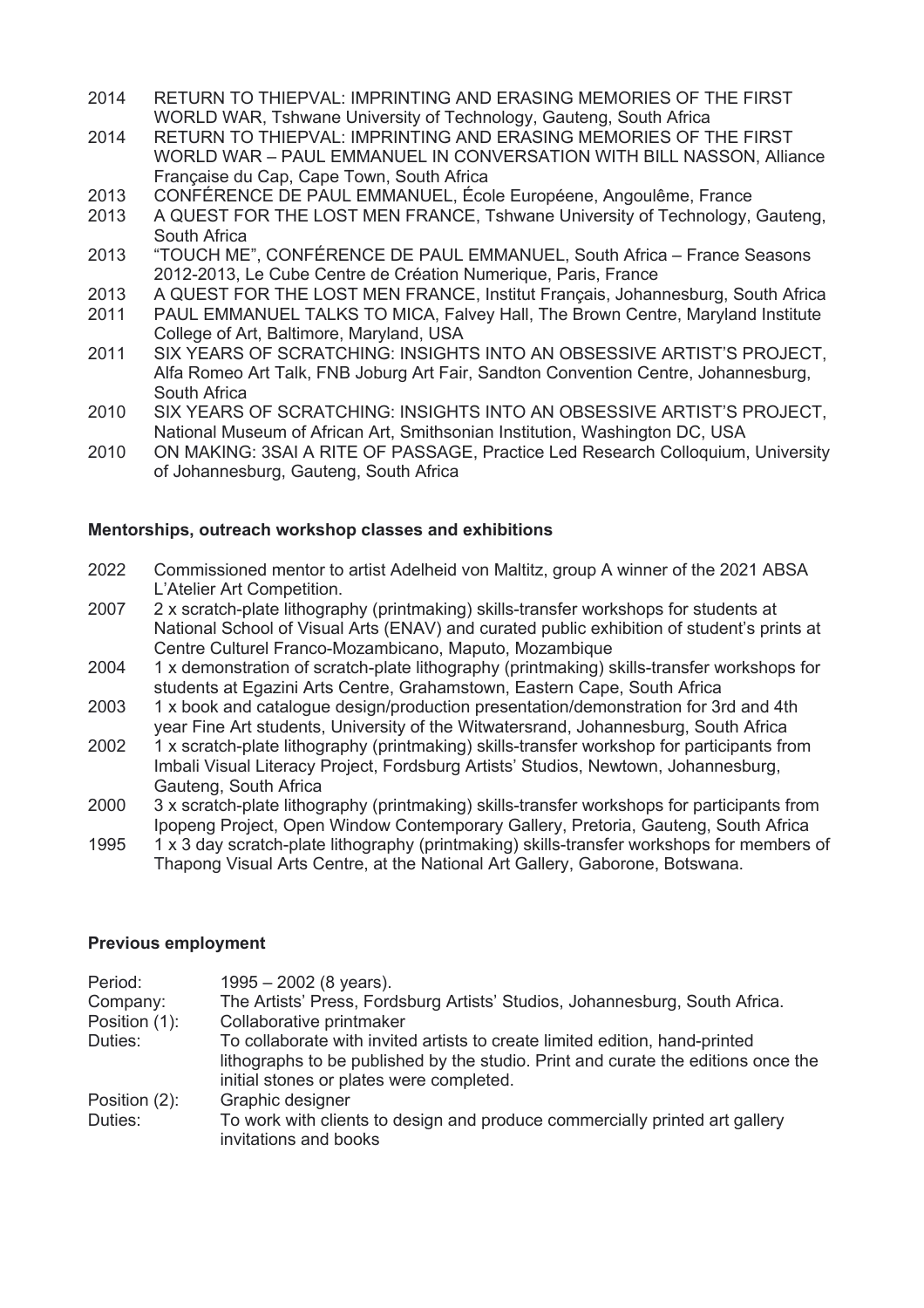2014 RETURN TO THIEPVAL: IMPRINTING AND ERASING MEMORIES OF THE FIRST WORLD WAR, Tshwane University of Technology, Gauteng, South Africa

2014 RETURN TO THIEPVAL: IMPRINTING AND ERASING MEMORIES OF THE FIRST WORLD WAR – PAUL EMMANUEL IN CONVERSATION WITH BILL NASSON, Alliance Française du Cap, Cape Town, South Africa

2013 CONFÉRENCE DE PAUL EMMANUEL, École Européene, Angoulême, France

2013 A QUEST FOR THE LOST MEN FRANCE, Tshwane University of Technology, Gauteng, South Africa

2013 "TOUCH ME", CONFÉRENCE DE PAUL EMMANUEL, South Africa – France Seasons 2012-2013, Le Cube Centre de Création Numerique, Paris, France

2013 A QUEST FOR THE LOST MEN FRANCE, Institut Français, Johannesburg, South Africa

2011 PAUL EMMANUEL TALKS TO MICA, Falvey Hall, The Brown Centre, Maryland Institute College of Art, Baltimore, Maryland, USA

2011 SIX YEARS OF SCRATCHING: INSIGHTS INTO AN OBSESSIVE ARTIST'S PROJECT, Alfa Romeo Art Talk, FNB Joburg Art Fair, Sandton Convention Centre, Johannesburg, South Africa

2010 SIX YEARS OF SCRATCHING: INSIGHTS INTO AN OBSESSIVE ARTIST'S PROJECT, National Museum of African Art, Smithsonian Institution, Washington DC, USA

2010 ON MAKING: 3SAI A RITE OF PASSAGE, Practice Led Research Colloquium, University of Johannesburg, Gauteng, South Africa

**Mentorships, outreach workshop classes and exhibitions**

2022 Commissioned mentor to artist Adelheid von Maltitz, group A winner of the 2021 ABSA L'Atelier Art Competition.

2007 2 x scratch-plate lithography (printmaking) skills-transfer workshops for students at National School of Visual Arts (ENAV) and curated public exhibition of student's prints at Centre Culturel Franco-Mozambicano, Maputo, Mozambique

2004 1 x demonstration of scratch-plate lithography (printmaking) skills-transfer workshops for students at Egazini Arts Centre, Grahamstown, Eastern Cape, South Africa

2003 1 x book and catalogue design/production presentation/demonstration for 3rd and 4th year Fine Art students, University of the Witwatersrand, Johannesburg, South Africa

2002 1 x scratch-plate lithography (printmaking) skills-transfer workshop for participants from Imbali Visual Literacy Project, Fordsburg Artists' Studios, Newtown, Johannesburg, Gauteng, South Africa

2000 3 x scratch-plate lithography (printmaking) skills-transfer workshops for participants from Ipopeng Project, Open Window Contemporary Gallery, Pretoria, Gauteng, South Africa

1995 1 x 3 day scratch-plate lithography (printmaking) skills-transfer workshops for members of Thapong Visual Arts Centre, at the National Art Gallery, Gaborone, Botswana.

**Previous employment**

| | |
|---|---|
| Period: | 1995 – 2002 (8 years). |
| Company: | The Artists' Press, Fordsburg Artists' Studios, Johannesburg, South Africa. |
| Position (1): | Collaborative printmaker |
| Duties: | To collaborate with invited artists to create limited edition, hand-printed lithographs to be published by the studio. Print and curate the editions once the initial stones or plates were completed. |
| Position (2): | Graphic designer |
| Duties: | To work with clients to design and produce commercially printed art gallery invitations and books |